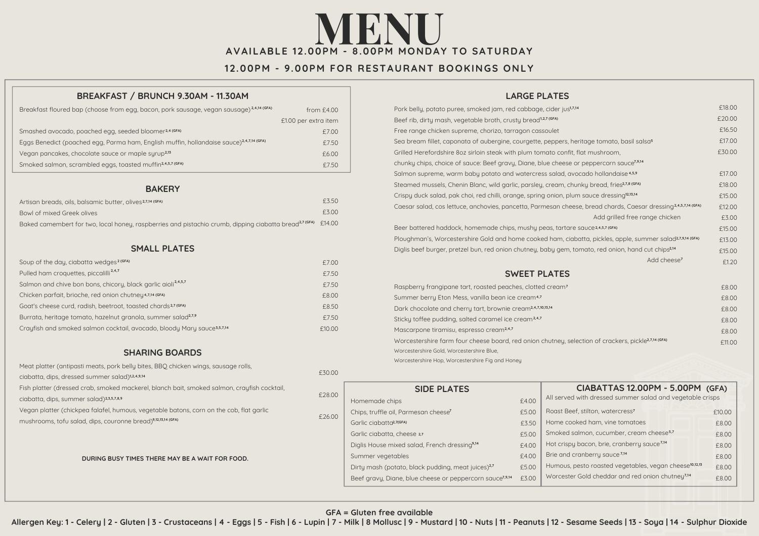# MENU

**AVAILABLE 12.00PM - 8.00PM MONDAY TO SATURDAY**

**12.00PM - 9.00PM FOR RESTAURANT BOOKINGS ONLY**

## BREAKFAST / BRUNCH 9.30AM - 11.30AM

| Item | Price |
|---|---|
| Breakfast floured bap (choose from egg, bacon, pork sausage, vegan sausage)[2,4,14 (GFA)] | from £4.00 |
| | £1.00 per extra item |
| Smashed avocado, poached egg, seeded bloomer[2,4 (GFA)] | £7.00 |
| Eggs Benedict (poached egg, Parma ham, English muffin, hollandaise sauce)[2,4,7,14 (GFA)] | £7.50 |
| Vegan pancakes, chocolate sauce or maple syrup[2,13] | £6.00 |
| Smoked salmon, scrambled eggs, toasted muffin[2,4,5,7 (GFA)] | £7.50 |

## BAKERY

| Item | Price |
|---|---|
| Artisan breads, oils, balsamic butter, olives[2,7,14 (GFA)] | £3.50 |
| Bowl of mixed Greek olives | £3.00 |
| Baked camembert for two, local honey, raspberries and pistachio crumb, dipping ciabatta bread[2,7 (GFA)] | £14.00 |

## SMALL PLATES

| Item | Price |
|---|---|
| Soup of the day, ciabatta wedges[2 (GFA)] | £7.00 |
| Pulled ham croquettes, piccalilli[2,4,7] | £7.50 |
| Salmon and chive bon bons, chicory, black garlic aioli[2,4,5,7] | £7.50 |
| Chicken parfait, brioche, red onion chutney[4,7,14 (GFA)] | £8.00 |
| Goat's cheese curd, radish, beetroot, toasted chards[2,7 (GFA)] | £8.50 |
| Burrata, heritage tomato, hazelnut granola, summer salad[2,7,9] | £7.50 |
| Crayfish and smoked salmon cocktail, avocado, bloody Mary sauce[3,5,7,14] | £10.00 |

## SHARING BOARDS

| Item | Price |
|---|---|
| Meat platter (antipasti meats, pork belly bites, BBQ chicken wings, sausage rolls, ciabatta, dips, dressed summer salad)[1,2,4,9,14] | £30.00 |
| Fish platter (dressed crab, smoked mackerel, blanch bait, smoked salmon, crayfish cocktail, ciabatta, dips, summer salad)[2,3,5,7,8,9] | £28.00 |
| Vegan platter (chickpea falafel, humous, vegetable batons, corn on the cob, flat garlic mushrooms, tofu salad, dips, couronne bread)[9,12,13,14 (GFA)] | £26.00 |

**DURING BUSY TIMES THERE MAY BE A WAIT FOR FOOD.**

## LARGE PLATES

| Item | Price |
|---|---|
| Pork belly, potato puree, smoked jam, red cabbage, cider jus[1,7,14] | £18.00 |
| Beef rib, dirty mash, vegetable broth, crusty bread[1,2,7 (GFA)] | £20.00 |
| Free range chicken supreme, chorizo, tarragon cassoulet | £16.50 |
| Sea bream fillet, caponata of aubergine, courgette, peppers, heritage tomato, basil salsa[5] | £17.00 |
| Grilled Herefordshire 8oz sirloin steak with plum tomato confit, flat mushroom, chunky chips, choice of sauce: Beef gravy, Diane, blue cheese or peppercorn sauce[7,9,14] | £30.00 |
| Salmon supreme, warm baby potato and watercress salad, avocado hollandaise[4,5,9] | £17.00 |
| Steamed mussels, Chenin Blanc, wild garlic, parsley, cream, chunky bread, fries[2,7,8 (GFA)] | £18.00 |
| Crispy duck salad, pak choi, red chilli, orange, spring onion, plum sauce dressing[12,13,14] | £15.00 |
| Caesar salad, cos lettuce, anchovies, pancetta, Parmesan cheese, bread chards, Caesar dressing[2,4,5,7,14 (GFA)] | £12.00 |
| Add grilled free range chicken | £3.00 |
| Beer battered haddock, homemade chips, mushy peas, tartare sauce[2,4,5,7 (GFA)] | £15.00 |
| Ploughman's, Worcestershire Gold and home cooked ham, ciabatta, pickles, apple, summer salad[2,7,9,14 (GFA)] | £13.00 |
| Diglis beef burger, pretzel bun, red onion chutney, baby gem, tomato, red onion, hand cut chips[2,14] | £15.00 |
| Add cheese[7] | £1.20 |

## SWEET PLATES

| Item | Price |
|---|---|
| Raspberry frangipane tart, roasted peaches, clotted cream[7] | £8.00 |
| Summer berry Eton Mess, vanilla bean ice cream[4,7] | £8.00 |
| Dark chocolate and cherry tart, brownie cream[2,4,7,10,13,14] | £8.00 |
| Sticky toffee pudding, salted caramel ice cream[2,4,7] | £8.00 |
| Mascarpone tiramisu, espresso cream[2,4,7] | £8.00 |
| Worcestershire farm four cheese board, red onion chutney, selection of crackers, pickle[2,7,14 (GFA)]<br>Worcestershire Gold, Worcestershire Blue, Worcestershire Hop, Worcestershire Fig and Honey | £11.00 |

## SIDE PLATES

| Item | Price |
|---|---|
| Homemade chips | £4.00 |
| Chips, truffle oil, Parmesan cheese[7] | £5.00 |
| Garlic ciabatta[2,7 (GFA)] | £3.50 |
| Garlic ciabatta, cheese[2,7] | £5.00 |
| Diglis House mixed salad, French dressing[9,14] | £4.00 |
| Summer vegetables | £4.00 |
| Dirty mash (potato, black pudding, meat juices)[2,7] | £5.00 |
| Beef gravy, Diane, blue cheese or peppercorn sauce[7,9,14] | £3.00 |

## CIABATTAS 12.00PM - 5.00PM (GFA)

All served with dressed summer salad and vegetable crisps

| Item | Price |
|---|---|
| Roast Beef, stilton, watercress[7] | £10.00 |
| Home cooked ham, vine tomatoes | £8.00 |
| Smoked salmon, cucumber, cream cheese[5,7] | £8.00 |
| Hot crispy bacon, brie, cranberry sauce[7,14] | £8.00 |
| Brie and cranberry sauce[7,14] | £8.00 |
| Humous, pesto roasted vegetables, vegan cheese[10,12,13] | £8.00 |
| Worcester Gold cheddar and red onion chutney[7,14] | £8.00 |

**GFA = Gluten free available**

**Allergen Key: 1 - Celery | 2 - Gluten | 3 - Crustaceans | 4 - Eggs | 5 - Fish | 6 - Lupin | 7 - Milk | 8 Mollusc | 9 - Mustard | 10 - Nuts | 11 - Peanuts | 12 - Sesame Seeds | 13 - Soya | 14 - Sulphur Dioxide**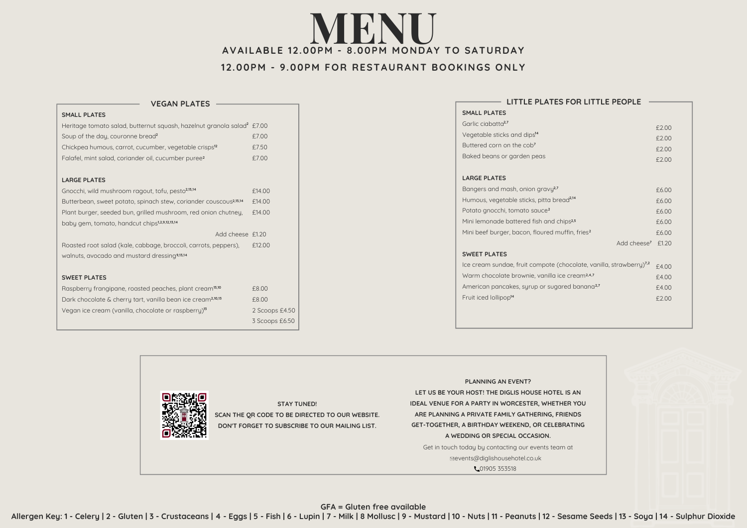# MENU

AVAILABLE 12.00PM - 8.00PM MONDAY TO SATURDAY

12.00PM - 9.00PM FOR RESTAURANT BOOKINGS ONLY

## VEGAN PLATES

### SMALL PLATES

| | |
|---|---|
| Heritage tomato salad, butternut squash, hazelnut granola salad[2] | £7.00 |
| Soup of the day, couronne bread[2] | £7.00 |
| Chickpea humous, carrot, cucumber, vegetable crisps[12] | £7.50 |
| Falafel, mint salad, coriander oil, cucumber puree[2] | £7.00 |

### LARGE PLATES

| | |
|---|---|
| Gnocchi, wild mushroom ragout, tofu, pesto[2,13,14] | £14.00 |
| Butterbean, sweet potato, spinach stew, coriander couscous[2,13,14] | £14.00 |
| Plant burger, seeded bun, grilled mushroom, red onion chutney, baby gem, tomato, handcut chips[1,2,9,12,13,14] | £14.00 |
| Add cheese | £1.20 |
| Roasted root salad (kale, cabbage, broccoli, carrots, peppers), walnuts, avocado and mustard dressing[9,13,14] | £12.00 |

### SWEET PLATES

| | |
|---|---|
| Raspberry frangipane, roasted peaches, plant cream[13,10] | £8.00 |
| Dark chocolate & cherry tart, vanilla bean ice cream[2,10,13] | £8.00 |
| Vegan ice cream (vanilla, chocolate or raspberry)[13] | 2 Scoops £4.50 |
| | 3 Scoops £6.50 |

## LITTLE PLATES FOR LITTLE PEOPLE

### SMALL PLATES

| | |
|---|---|
| Garlic ciabatta[2,7] | £2.00 |
| Vegetable sticks and dips[14] | £2.00 |
| Buttered corn on the cob[7] | £2.00 |
| Baked beans or garden peas | £2.00 |

### LARGE PLATES

| | |
|---|---|
| Bangers and mash, onion gravy[2,7] | £6.00 |
| Humous, vegetable sticks, pitta bread[2,14] | £6.00 |
| Potato gnocchi, tomato sauce[2] | £6.00 |
| Mini lemonade battered fish and chips[2,5] | £6.00 |
| Mini beef burger, bacon, floured muffin, fries[2] | £6.00 |
| Add cheese[7] | £1.20 |

### SWEET PLATES

| | |
|---|---|
| Ice cream sundae, fruit compote (chocolate, vanilla, strawberry)[7,2] | £4.00 |
| Warm chocolate brownie, vanilla ice cream[2,4,7] | £4.00 |
| American pancakes, syrup or sugared banana[2,7] | £4.00 |
| Fruit iced lollipop[14] | £2.00 |

STAY TUNED!
SCAN THE QR CODE TO BE DIRECTED TO OUR WEBSITE.
DON'T FORGET TO SUBSCRIBE TO OUR MAILING LIST.

PLANNING AN EVENT?
LET US BE YOUR HOST! THE DIGLIS HOUSE HOTEL IS AN IDEAL VENUE FOR A PARTY IN WORCESTER, WHETHER YOU ARE PLANNING A PRIVATE FAMILY GATHERING, FRIENDS GET-TOGETHER, A BIRTHDAY WEEKEND, OR CELEBRATING A WEDDING OR SPECIAL OCCASION.

Get in touch today by contacting our events team at
events@diglishousehotel.co.uk
01905 353518

GFA = Gluten free available

Allergen Key: 1 - Celery | 2 - Gluten | 3 - Crustaceans | 4 - Eggs | 5 - Fish | 6 - Lupin | 7 - Milk | 8 Mollusc | 9 - Mustard | 10 - Nuts | 11 - Peanuts | 12 - Sesame Seeds | 13 - Soya | 14 - Sulphur Dioxide